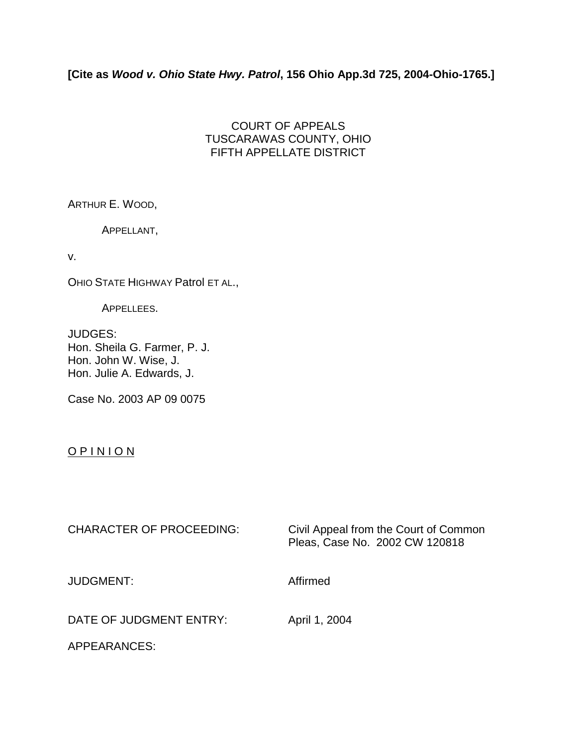**[Cite as *Wood v. Ohio State Hwy. Patrol*, 156 Ohio App.3d 725, 2004-Ohio-1765.]**

COURT OF APPEALS
TUSCARAWAS COUNTY, OHIO
FIFTH APPELLATE DISTRICT

ARTHUR E. WOOD,

APPELLANT,

v.

OHIO STATE HIGHWAY Patrol ET AL.,

APPELLEES.

JUDGES:
Hon. Sheila G. Farmer, P. J.
Hon. John W. Wise, J.
Hon. Julie A. Edwards, J.

Case No. 2003 AP 09 0075

O P I N I O N

CHARACTER OF PROCEEDING: Civil Appeal from the Court of Common Pleas, Case No. 2002 CW 120818

JUDGMENT: Affirmed

DATE OF JUDGMENT ENTRY: April 1, 2004

APPEARANCES: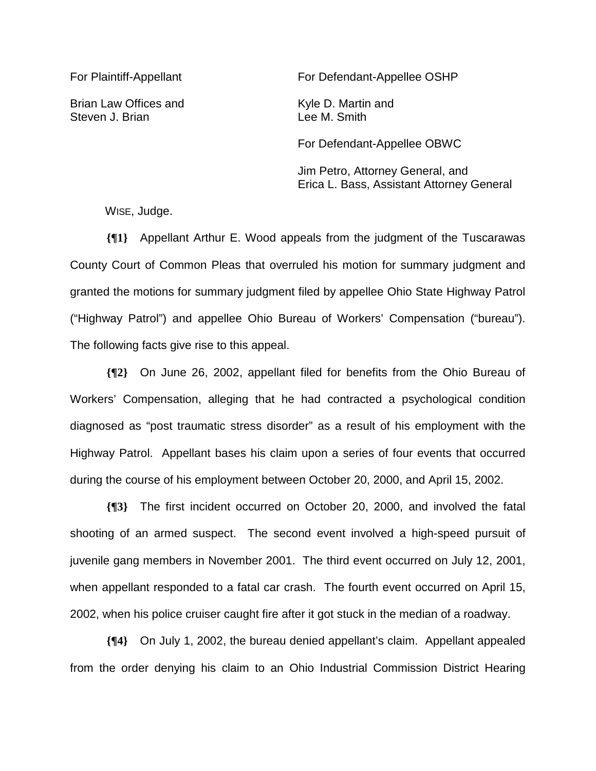For Plaintiff-Appellant

Brian Law Offices and
Steven J. Brian

For Defendant-Appellee OSHP

Kyle D. Martin and
Lee M. Smith

For Defendant-Appellee OBWC

Jim Petro, Attorney General, and
Erica L. Bass, Assistant Attorney General

WISE, Judge.

**{¶1}** Appellant Arthur E. Wood appeals from the judgment of the Tuscarawas County Court of Common Pleas that overruled his motion for summary judgment and granted the motions for summary judgment filed by appellee Ohio State Highway Patrol ("Highway Patrol") and appellee Ohio Bureau of Workers' Compensation ("bureau"). The following facts give rise to this appeal.

**{¶2}** On June 26, 2002, appellant filed for benefits from the Ohio Bureau of Workers' Compensation, alleging that he had contracted a psychological condition diagnosed as "post traumatic stress disorder" as a result of his employment with the Highway Patrol. Appellant bases his claim upon a series of four events that occurred during the course of his employment between October 20, 2000, and April 15, 2002.

**{¶3}** The first incident occurred on October 20, 2000, and involved the fatal shooting of an armed suspect. The second event involved a high-speed pursuit of juvenile gang members in November 2001. The third event occurred on July 12, 2001, when appellant responded to a fatal car crash. The fourth event occurred on April 15, 2002, when his police cruiser caught fire after it got stuck in the median of a roadway.

**{¶4}** On July 1, 2002, the bureau denied appellant's claim. Appellant appealed from the order denying his claim to an Ohio Industrial Commission District Hearing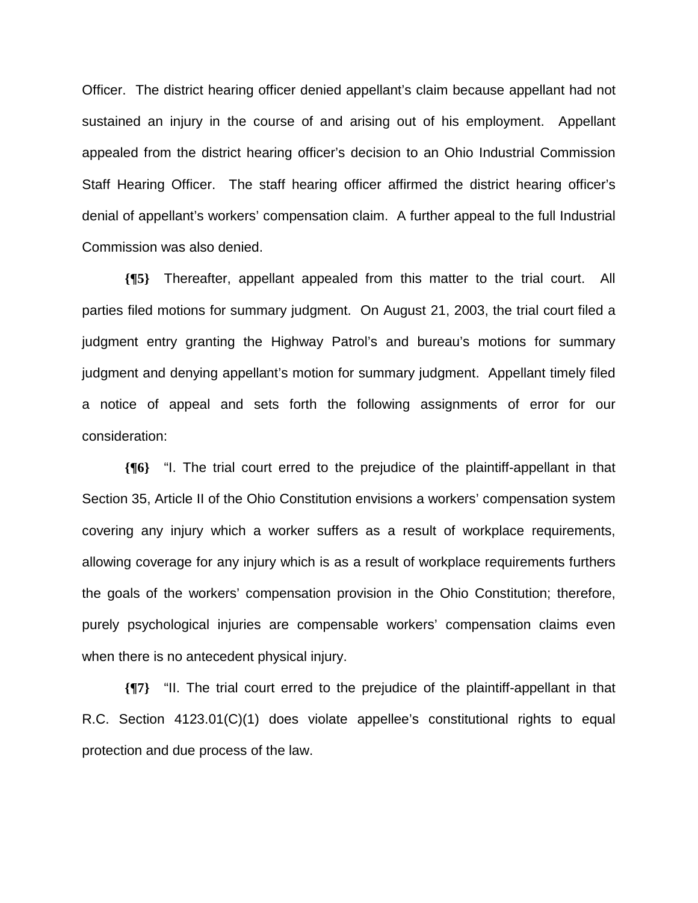Officer. The district hearing officer denied appellant's claim because appellant had not sustained an injury in the course of and arising out of his employment. Appellant appealed from the district hearing officer's decision to an Ohio Industrial Commission Staff Hearing Officer. The staff hearing officer affirmed the district hearing officer's denial of appellant's workers' compensation claim. A further appeal to the full Industrial Commission was also denied.

**{¶5}** Thereafter, appellant appealed from this matter to the trial court. All parties filed motions for summary judgment. On August 21, 2003, the trial court filed a judgment entry granting the Highway Patrol's and bureau's motions for summary judgment and denying appellant's motion for summary judgment. Appellant timely filed a notice of appeal and sets forth the following assignments of error for our consideration:

**{¶6}** "I. The trial court erred to the prejudice of the plaintiff-appellant in that Section 35, Article II of the Ohio Constitution envisions a workers' compensation system covering any injury which a worker suffers as a result of workplace requirements, allowing coverage for any injury which is as a result of workplace requirements furthers the goals of the workers' compensation provision in the Ohio Constitution; therefore, purely psychological injuries are compensable workers' compensation claims even when there is no antecedent physical injury.

**{¶7}** "II. The trial court erred to the prejudice of the plaintiff-appellant in that R.C. Section 4123.01(C)(1) does violate appellee's constitutional rights to equal protection and due process of the law.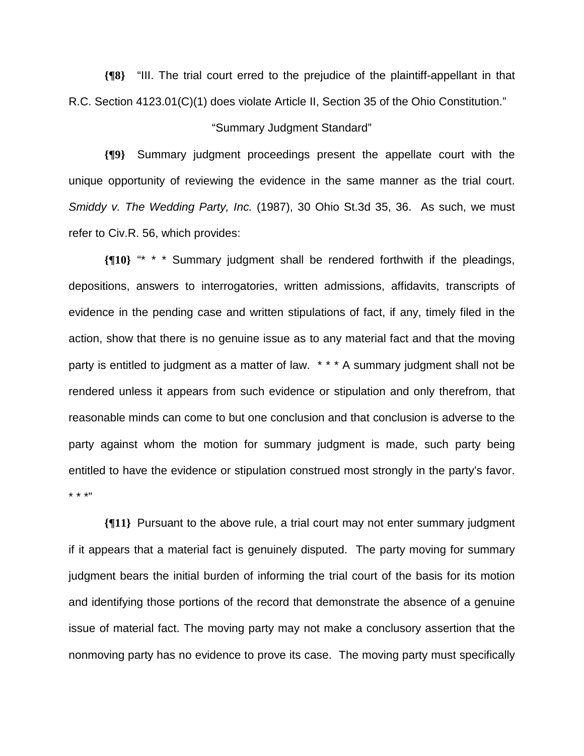**{¶8}** “III. The trial court erred to the prejudice of the plaintiff-appellant in that R.C. Section 4123.01(C)(1) does violate Article II, Section 35 of the Ohio Constitution.”

“Summary Judgment Standard”

**{¶9}** Summary judgment proceedings present the appellate court with the unique opportunity of reviewing the evidence in the same manner as the trial court. *Smiddy v. The Wedding Party, Inc.* (1987), 30 Ohio St.3d 35, 36. As such, we must refer to Civ.R. 56, which provides:

**{¶10}** “* * * Summary judgment shall be rendered forthwith if the pleadings, depositions, answers to interrogatories, written admissions, affidavits, transcripts of evidence in the pending case and written stipulations of fact, if any, timely filed in the action, show that there is no genuine issue as to any material fact and that the moving party is entitled to judgment as a matter of law. * * * A summary judgment shall not be rendered unless it appears from such evidence or stipulation and only therefrom, that reasonable minds can come to but one conclusion and that conclusion is adverse to the party against whom the motion for summary judgment is made, such party being entitled to have the evidence or stipulation construed most strongly in the party’s favor. * * *”

**{¶11}** Pursuant to the above rule, a trial court may not enter summary judgment if it appears that a material fact is genuinely disputed. The party moving for summary judgment bears the initial burden of informing the trial court of the basis for its motion and identifying those portions of the record that demonstrate the absence of a genuine issue of material fact. The moving party may not make a conclusory assertion that the nonmoving party has no evidence to prove its case. The moving party must specifically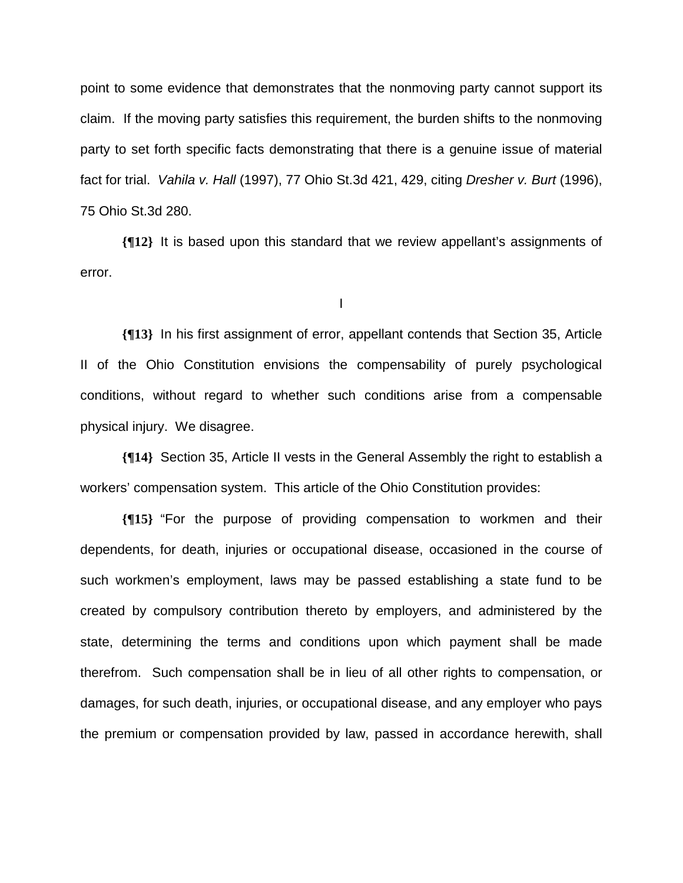point to some evidence that demonstrates that the nonmoving party cannot support its claim. If the moving party satisfies this requirement, the burden shifts to the nonmoving party to set forth specific facts demonstrating that there is a genuine issue of material fact for trial. *Vahila v. Hall* (1997), 77 Ohio St.3d 421, 429, citing *Dresher v. Burt* (1996), 75 Ohio St.3d 280.

**{¶12}** It is based upon this standard that we review appellant's assignments of error.

I

**{¶13}** In his first assignment of error, appellant contends that Section 35, Article II of the Ohio Constitution envisions the compensability of purely psychological conditions, without regard to whether such conditions arise from a compensable physical injury. We disagree.

**{¶14}** Section 35, Article II vests in the General Assembly the right to establish a workers' compensation system. This article of the Ohio Constitution provides:

**{¶15}** "For the purpose of providing compensation to workmen and their dependents, for death, injuries or occupational disease, occasioned in the course of such workmen's employment, laws may be passed establishing a state fund to be created by compulsory contribution thereto by employers, and administered by the state, determining the terms and conditions upon which payment shall be made therefrom. Such compensation shall be in lieu of all other rights to compensation, or damages, for such death, injuries, or occupational disease, and any employer who pays the premium or compensation provided by law, passed in accordance herewith, shall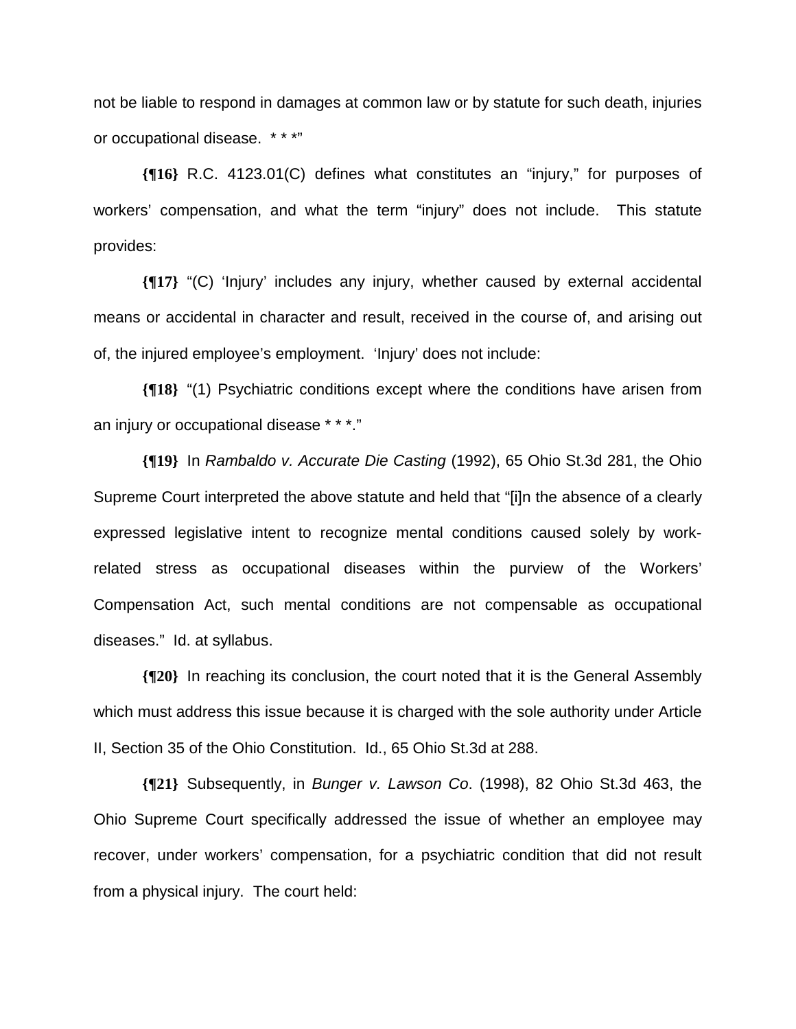not be liable to respond in damages at common law or by statute for such death, injuries or occupational disease. * * *"

**{¶16}** R.C. 4123.01(C) defines what constitutes an "injury," for purposes of workers' compensation, and what the term "injury" does not include. This statute provides:

**{¶17}** "(C) 'Injury' includes any injury, whether caused by external accidental means or accidental in character and result, received in the course of, and arising out of, the injured employee's employment. 'Injury' does not include:

**{¶18}** "(1) Psychiatric conditions except where the conditions have arisen from an injury or occupational disease * * *."

**{¶19}** In *Rambaldo v. Accurate Die Casting* (1992), 65 Ohio St.3d 281, the Ohio Supreme Court interpreted the above statute and held that "[i]n the absence of a clearly expressed legislative intent to recognize mental conditions caused solely by work-related stress as occupational diseases within the purview of the Workers' Compensation Act, such mental conditions are not compensable as occupational diseases." Id. at syllabus.

**{¶20}** In reaching its conclusion, the court noted that it is the General Assembly which must address this issue because it is charged with the sole authority under Article II, Section 35 of the Ohio Constitution. Id., 65 Ohio St.3d at 288.

**{¶21}** Subsequently, in *Bunger v. Lawson Co*. (1998), 82 Ohio St.3d 463, the Ohio Supreme Court specifically addressed the issue of whether an employee may recover, under workers' compensation, for a psychiatric condition that did not result from a physical injury. The court held: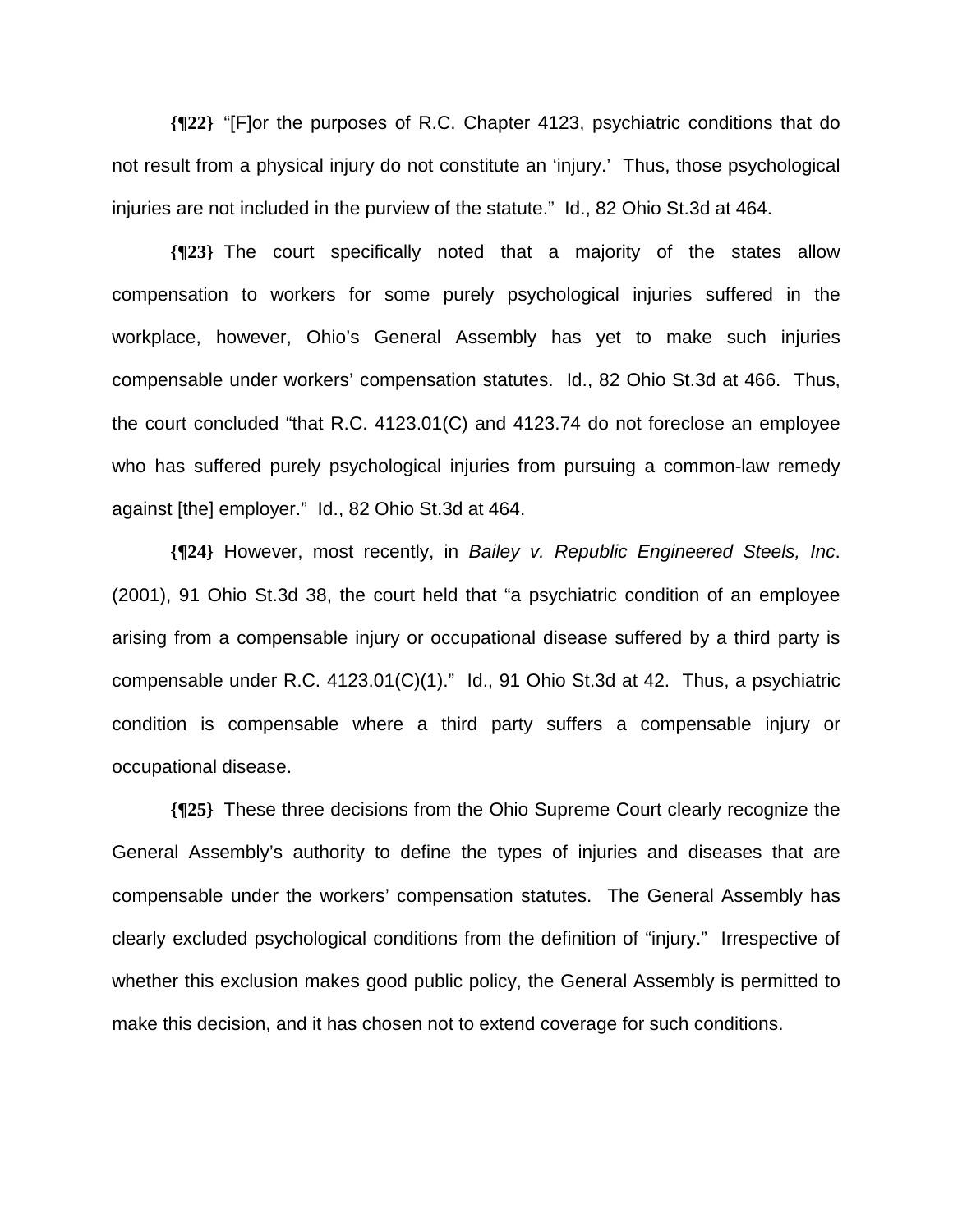**{¶22}** "[F]or the purposes of R.C. Chapter 4123, psychiatric conditions that do not result from a physical injury do not constitute an 'injury.' Thus, those psychological injuries are not included in the purview of the statute." Id., 82 Ohio St.3d at 464.

**{¶23}** The court specifically noted that a majority of the states allow compensation to workers for some purely psychological injuries suffered in the workplace, however, Ohio's General Assembly has yet to make such injuries compensable under workers' compensation statutes. Id., 82 Ohio St.3d at 466. Thus, the court concluded "that R.C. 4123.01(C) and 4123.74 do not foreclose an employee who has suffered purely psychological injuries from pursuing a common-law remedy against [the] employer." Id., 82 Ohio St.3d at 464.

**{¶24}** However, most recently, in *Bailey v. Republic Engineered Steels, Inc*. (2001), 91 Ohio St.3d 38, the court held that "a psychiatric condition of an employee arising from a compensable injury or occupational disease suffered by a third party is compensable under R.C. 4123.01(C)(1)." Id., 91 Ohio St.3d at 42. Thus, a psychiatric condition is compensable where a third party suffers a compensable injury or occupational disease.

**{¶25}** These three decisions from the Ohio Supreme Court clearly recognize the General Assembly's authority to define the types of injuries and diseases that are compensable under the workers' compensation statutes. The General Assembly has clearly excluded psychological conditions from the definition of "injury." Irrespective of whether this exclusion makes good public policy, the General Assembly is permitted to make this decision, and it has chosen not to extend coverage for such conditions.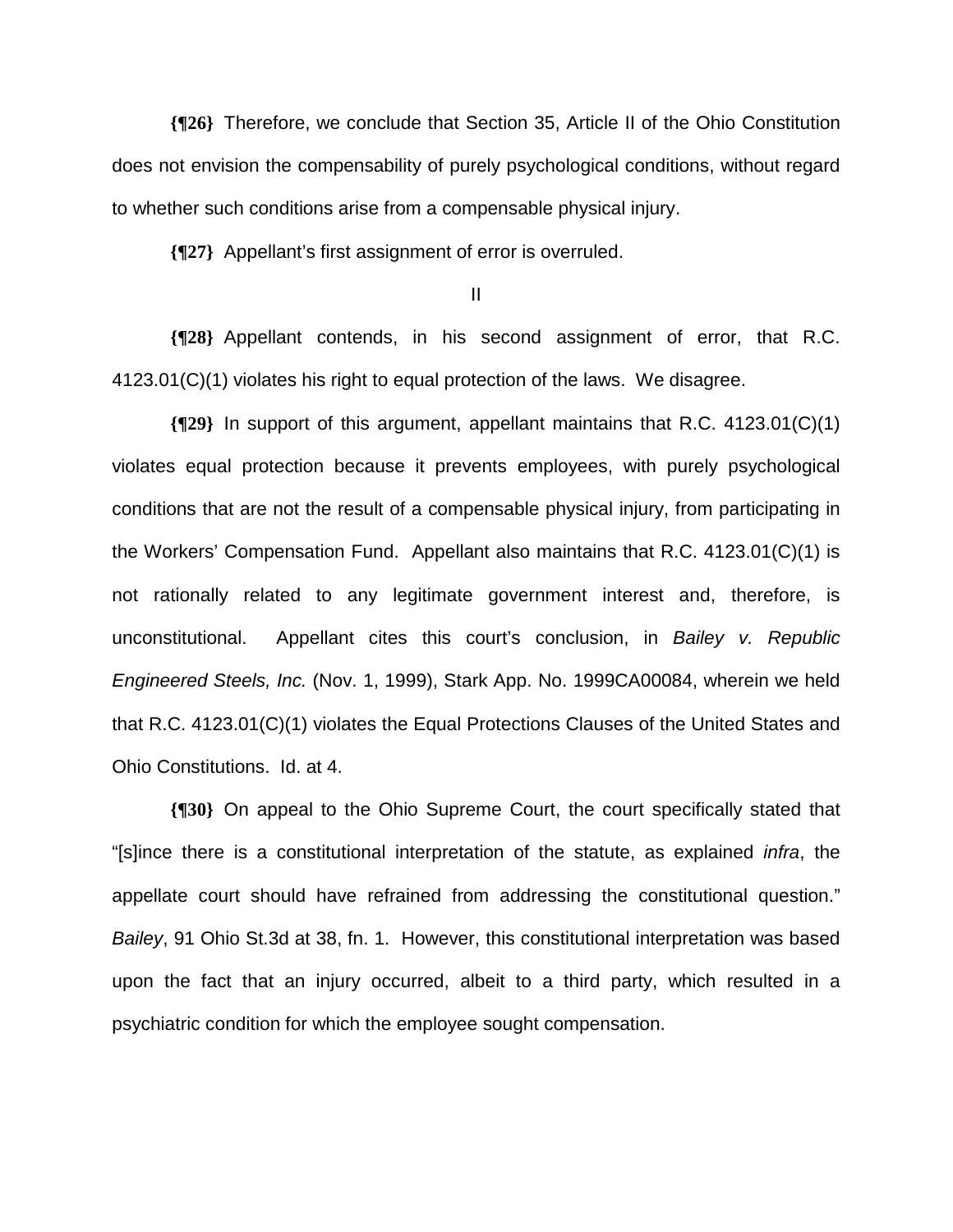**{¶26}** Therefore, we conclude that Section 35, Article II of the Ohio Constitution does not envision the compensability of purely psychological conditions, without regard to whether such conditions arise from a compensable physical injury.

**{¶27}** Appellant's first assignment of error is overruled.

II

**{¶28}** Appellant contends, in his second assignment of error, that R.C. 4123.01(C)(1) violates his right to equal protection of the laws. We disagree.

**{¶29}** In support of this argument, appellant maintains that R.C. 4123.01(C)(1) violates equal protection because it prevents employees, with purely psychological conditions that are not the result of a compensable physical injury, from participating in the Workers' Compensation Fund. Appellant also maintains that R.C. 4123.01(C)(1) is not rationally related to any legitimate government interest and, therefore, is unconstitutional. Appellant cites this court's conclusion, in *Bailey v. Republic Engineered Steels, Inc.* (Nov. 1, 1999), Stark App. No. 1999CA00084, wherein we held that R.C. 4123.01(C)(1) violates the Equal Protections Clauses of the United States and Ohio Constitutions. Id. at 4.

**{¶30}** On appeal to the Ohio Supreme Court, the court specifically stated that "[s]ince there is a constitutional interpretation of the statute, as explained *infra*, the appellate court should have refrained from addressing the constitutional question." *Bailey*, 91 Ohio St.3d at 38, fn. 1. However, this constitutional interpretation was based upon the fact that an injury occurred, albeit to a third party, which resulted in a psychiatric condition for which the employee sought compensation.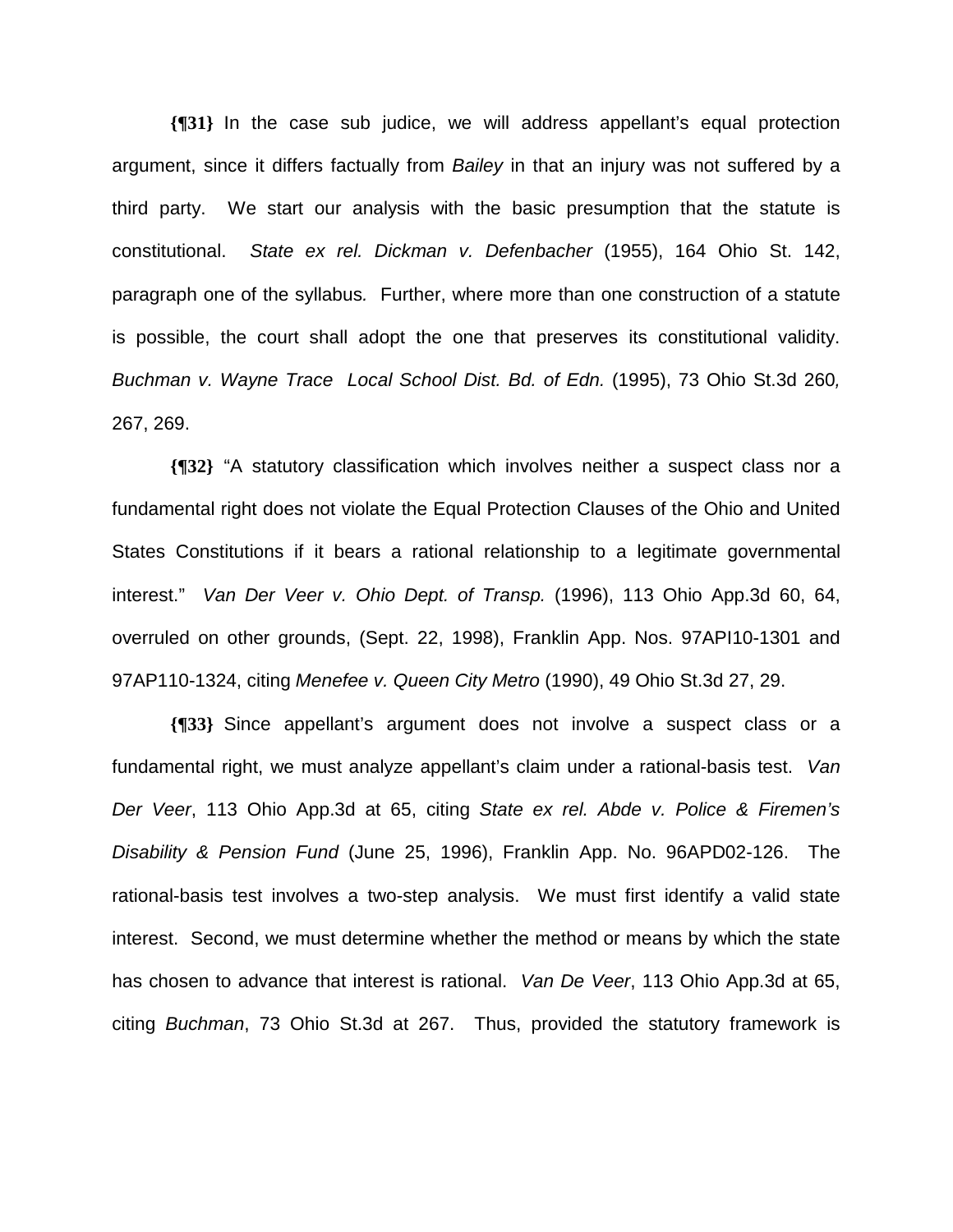**{¶31}** In the case sub judice, we will address appellant's equal protection argument, since it differs factually from *Bailey* in that an injury was not suffered by a third party. We start our analysis with the basic presumption that the statute is constitutional. *State ex rel. Dickman v. Defenbacher* (1955), 164 Ohio St. 142, paragraph one of the syllabus*.* Further, where more than one construction of a statute is possible, the court shall adopt the one that preserves its constitutional validity. *Buchman v. Wayne Trace Local School Dist. Bd. of Edn.* (1995), 73 Ohio St.3d 260*,* 267, 269.

**{¶32}** "A statutory classification which involves neither a suspect class nor a fundamental right does not violate the Equal Protection Clauses of the Ohio and United States Constitutions if it bears a rational relationship to a legitimate governmental interest." *Van Der Veer v. Ohio Dept. of Transp.* (1996), 113 Ohio App.3d 60, 64, overruled on other grounds, (Sept. 22, 1998), Franklin App. Nos. 97API10-1301 and 97AP110-1324, citing *Menefee v. Queen City Metro* (1990), 49 Ohio St.3d 27, 29.

**{¶33}** Since appellant's argument does not involve a suspect class or a fundamental right, we must analyze appellant's claim under a rational-basis test. *Van Der Veer*, 113 Ohio App.3d at 65, citing *State ex rel. Abde v. Police & Firemen's Disability & Pension Fund* (June 25, 1996), Franklin App. No. 96APD02-126. The rational-basis test involves a two-step analysis. We must first identify a valid state interest. Second, we must determine whether the method or means by which the state has chosen to advance that interest is rational. *Van De Veer*, 113 Ohio App.3d at 65, citing *Buchman*, 73 Ohio St.3d at 267. Thus, provided the statutory framework is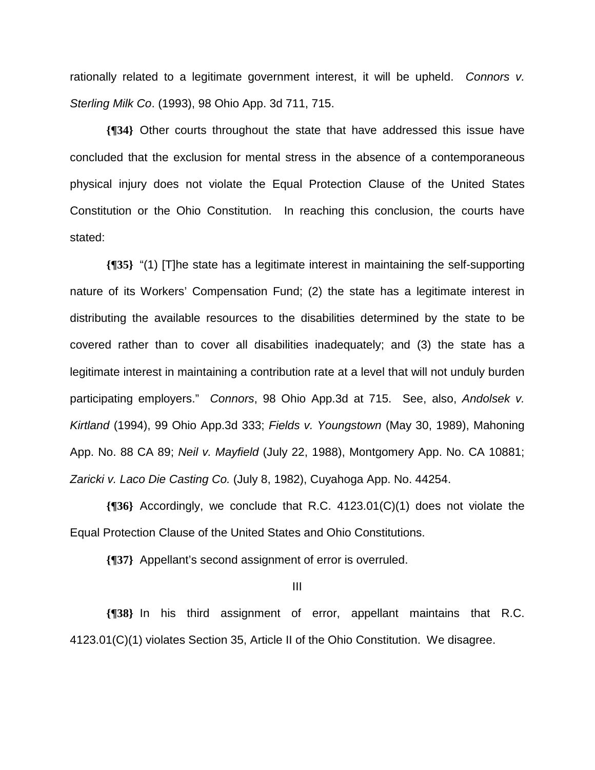rationally related to a legitimate government interest, it will be upheld. *Connors v. Sterling Milk Co*. (1993), 98 Ohio App. 3d 711, 715.

**{¶34}** Other courts throughout the state that have addressed this issue have concluded that the exclusion for mental stress in the absence of a contemporaneous physical injury does not violate the Equal Protection Clause of the United States Constitution or the Ohio Constitution. In reaching this conclusion, the courts have stated:

**{¶35}** "(1) [T]he state has a legitimate interest in maintaining the self-supporting nature of its Workers' Compensation Fund; (2) the state has a legitimate interest in distributing the available resources to the disabilities determined by the state to be covered rather than to cover all disabilities inadequately; and (3) the state has a legitimate interest in maintaining a contribution rate at a level that will not unduly burden participating employers." *Connors*, 98 Ohio App.3d at 715. See, also, *Andolsek v. Kirtland* (1994), 99 Ohio App.3d 333; *Fields v. Youngstown* (May 30, 1989), Mahoning App. No. 88 CA 89; *Neil v. Mayfield* (July 22, 1988), Montgomery App. No. CA 10881; *Zaricki v. Laco Die Casting Co.* (July 8, 1982), Cuyahoga App. No. 44254.

**{¶36}** Accordingly, we conclude that R.C. 4123.01(C)(1) does not violate the Equal Protection Clause of the United States and Ohio Constitutions.

**{¶37}** Appellant's second assignment of error is overruled.

III

**{¶38}** In his third assignment of error, appellant maintains that R.C. 4123.01(C)(1) violates Section 35, Article II of the Ohio Constitution. We disagree.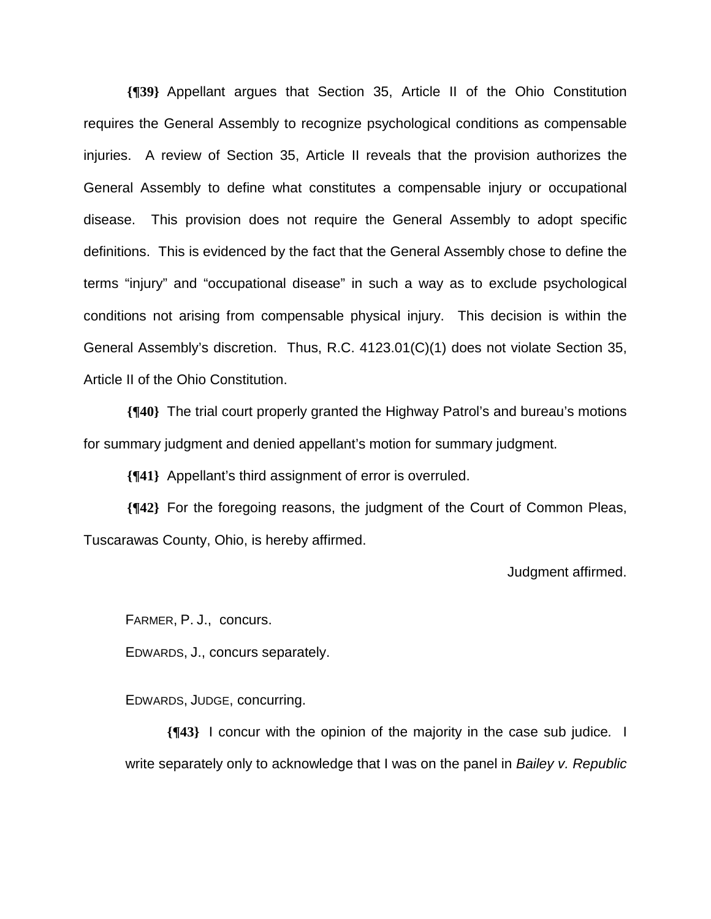**{¶39}** Appellant argues that Section 35, Article II of the Ohio Constitution requires the General Assembly to recognize psychological conditions as compensable injuries. A review of Section 35, Article II reveals that the provision authorizes the General Assembly to define what constitutes a compensable injury or occupational disease. This provision does not require the General Assembly to adopt specific definitions. This is evidenced by the fact that the General Assembly chose to define the terms "injury" and "occupational disease" in such a way as to exclude psychological conditions not arising from compensable physical injury. This decision is within the General Assembly's discretion. Thus, R.C. 4123.01(C)(1) does not violate Section 35, Article II of the Ohio Constitution.

**{¶40}** The trial court properly granted the Highway Patrol's and bureau's motions for summary judgment and denied appellant's motion for summary judgment.

**{¶41}** Appellant's third assignment of error is overruled.

**{¶42}** For the foregoing reasons, the judgment of the Court of Common Pleas, Tuscarawas County, Ohio, is hereby affirmed.

Judgment affirmed.

FARMER, P. J., concurs.

EDWARDS, J., concurs separately.

EDWARDS, JUDGE, concurring.

**{¶43}** I concur with the opinion of the majority in the case sub judice. I write separately only to acknowledge that I was on the panel in *Bailey v. Republic*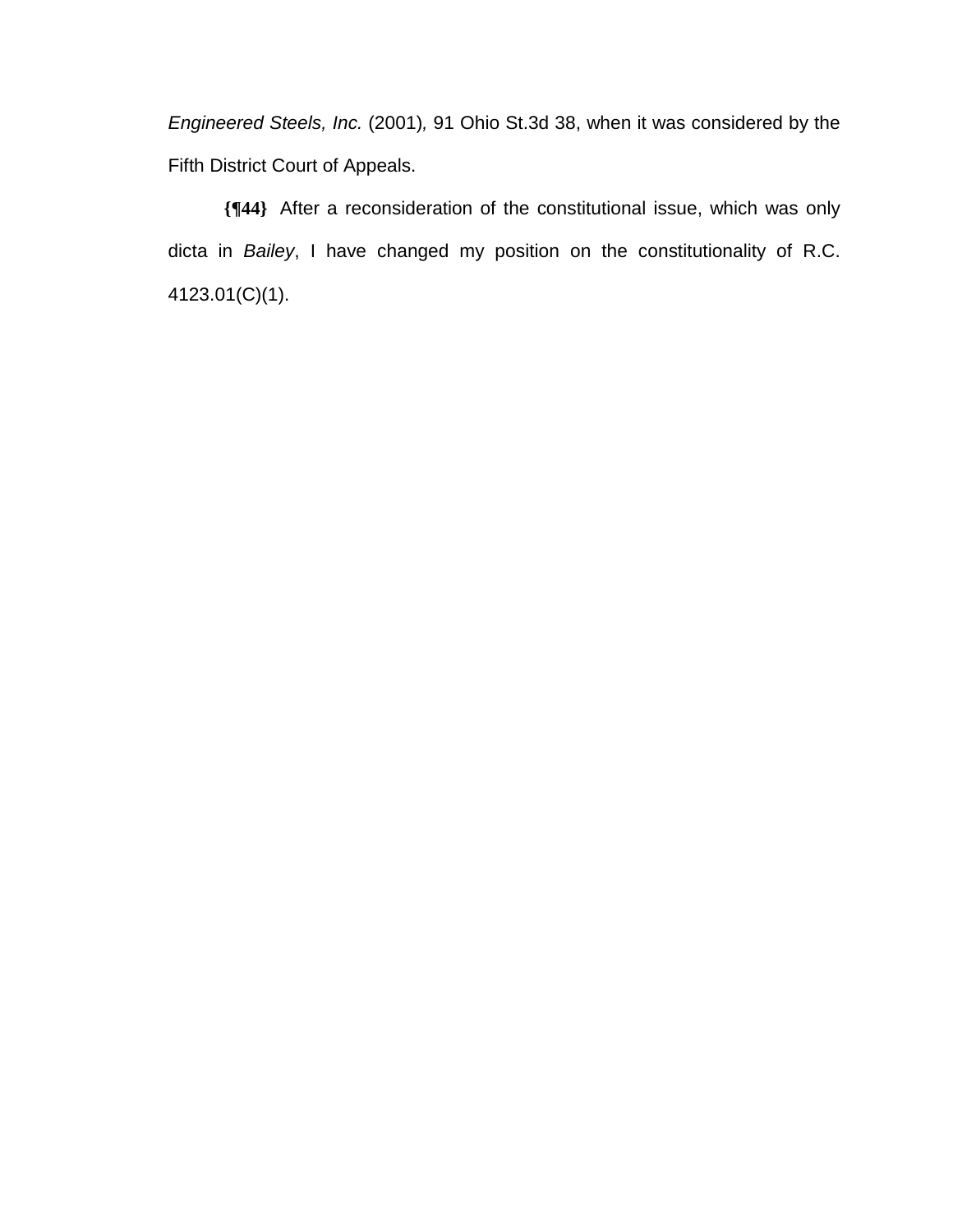*Engineered Steels, Inc.* (2001), 91 Ohio St.3d 38, when it was considered by the Fifth District Court of Appeals.

**{¶44}** After a reconsideration of the constitutional issue, which was only dicta in *Bailey*, I have changed my position on the constitutionality of R.C. 4123.01(C)(1).